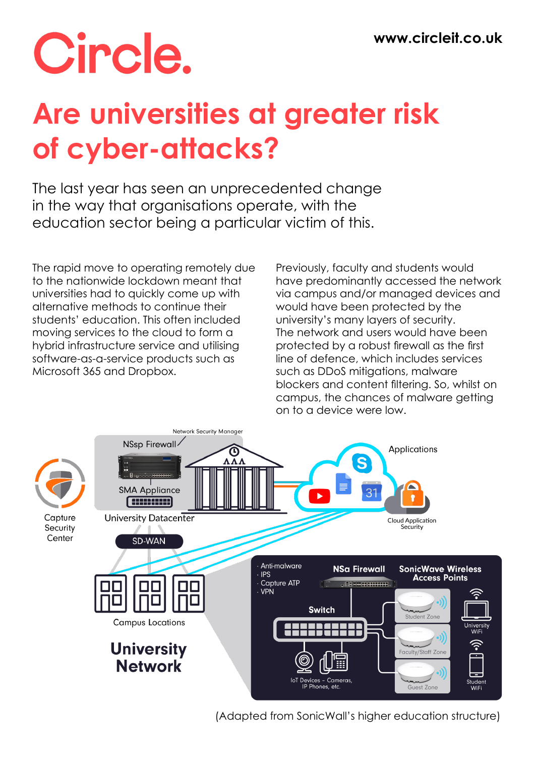# Circle.

www.circleit.co.uk

# Are universities at greater risk of cyber-attacks?

The last year has seen an unprecedented change in the way that organisations operate, with the education sector being a particular victim of this.

The rapid move to operating remotely due to the nationwide lockdown meant that universities had to quickly come up with alternative methods to continue their students' education. This often included moving services to the cloud to form a hybrid infrastructure service and utilising software-as-a-service products such as Microsoft 365 and Dropbox.

Previously, faculty and students would have predominantly accessed the network via campus and/or managed devices and would have been protected by the university's many layers of security. The network and users would have been protected by a robust firewall as the first line of defence, which includes services such as DDoS mitigations, malware blockers and content filtering. So, whilst on campus, the chances of malware getting on to a device were low.

Network Security Manager

NSsp Firewall

SMA Appliance

University Datacenter

Capture Security Center

Applications

Cloud Application Security

SD-WAN

Campus Locations

**University Network**

- Anti-malware
- IPS
- Capture ATP
- VPN

**NSa Firewall**

**SonicWave Wireless Access Points**

**Switch**

Student Zone

Faculty/Staff Zone

Guest Zone

University WiFi

Student WiFi

IoT Devices – Cameras, IP Phones, etc.

(Adapted from SonicWall's higher education structure)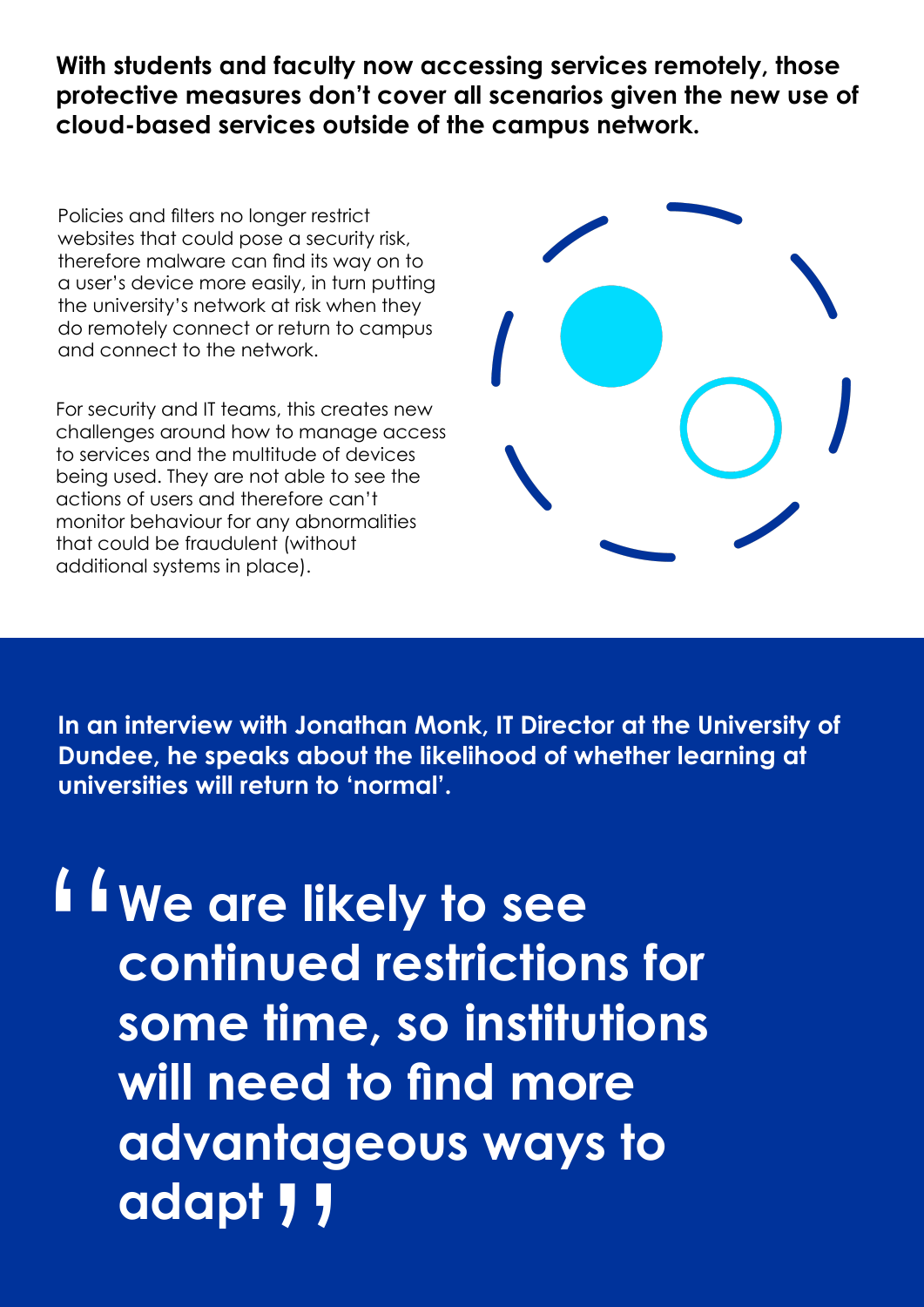**With students and faculty now accessing services remotely, those protective measures don't cover all scenarios given the new use of cloud-based services outside of the campus network.**

Policies and filters no longer restrict websites that could pose a security risk, therefore malware can find its way on to a user's device more easily, in turn putting the university's network at risk when they do remotely connect or return to campus and connect to the network.

For security and IT teams, this creates new challenges around how to manage access to services and the multitude of devices being used. They are not able to see the actions of users and therefore can't monitor behaviour for any abnormalities that could be fraudulent (without additional systems in place).

**In an interview with Jonathan Monk, IT Director at the University of Dundee, he speaks about the likelihood of whether learning at universities will return to 'normal'.**

> **"We are likely to see continued restrictions for some time, so institutions will need to find more advantageous ways to adapt"**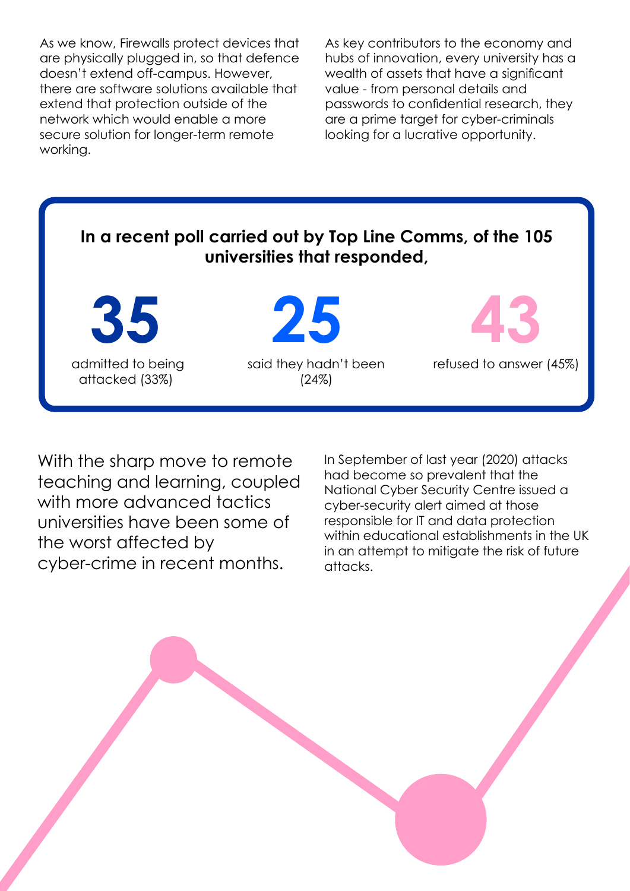As we know, Firewalls protect devices that are physically plugged in, so that defence doesn't extend off-campus. However, there are software solutions available that extend that protection outside of the network which would enable a more secure solution for longer-term remote working.

As key contributors to the economy and hubs of innovation, every university has a wealth of assets that have a significant value - from personal details and passwords to confidential research, they are a prime target for cyber-criminals looking for a lucrative opportunity.

**In a recent poll carried out by Top Line Comms, of the 105 universities that responded,**

**35**

admitted to being attacked (33%)

**25**

said they hadn't been (24%)

**43**

refused to answer (45%)

With the sharp move to remote teaching and learning, coupled with more advanced tactics universities have been some of the worst affected by cyber-crime in recent months.

In September of last year (2020) attacks had become so prevalent that the National Cyber Security Centre issued a cyber-security alert aimed at those responsible for IT and data protection within educational establishments in the UK in an attempt to mitigate the risk of future attacks.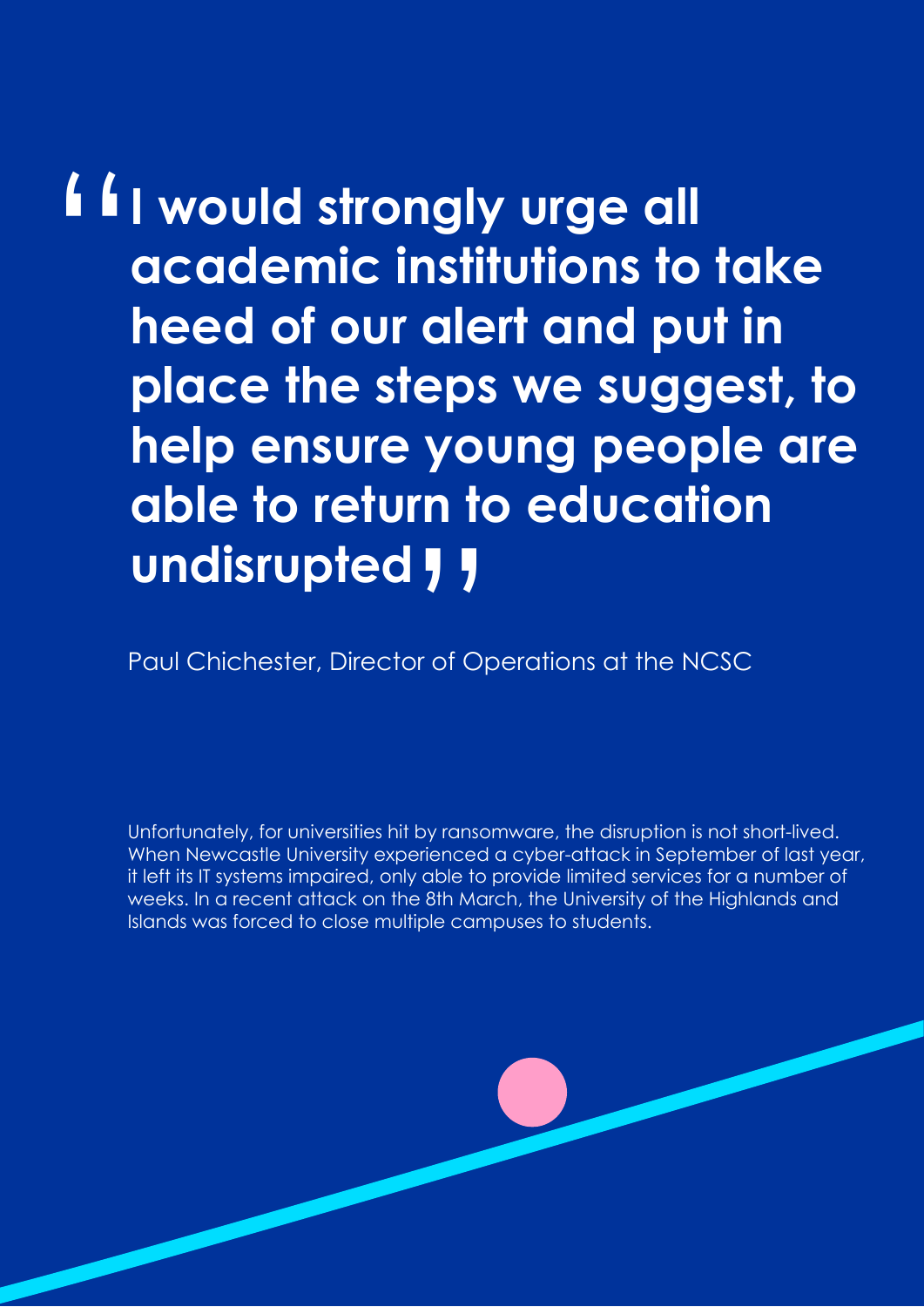> **"I would strongly urge all academic institutions to take heed of our alert and put in place the steps we suggest, to help ensure young people are able to return to education undisrupted"**

Paul Chichester, Director of Operations at the NCSC

Unfortunately, for universities hit by ransomware, the disruption is not short-lived. When Newcastle University experienced a cyber-attack in September of last year, it left its IT systems impaired, only able to provide limited services for a number of weeks. In a recent attack on the 8th March, the University of the Highlands and Islands was forced to close multiple campuses to students.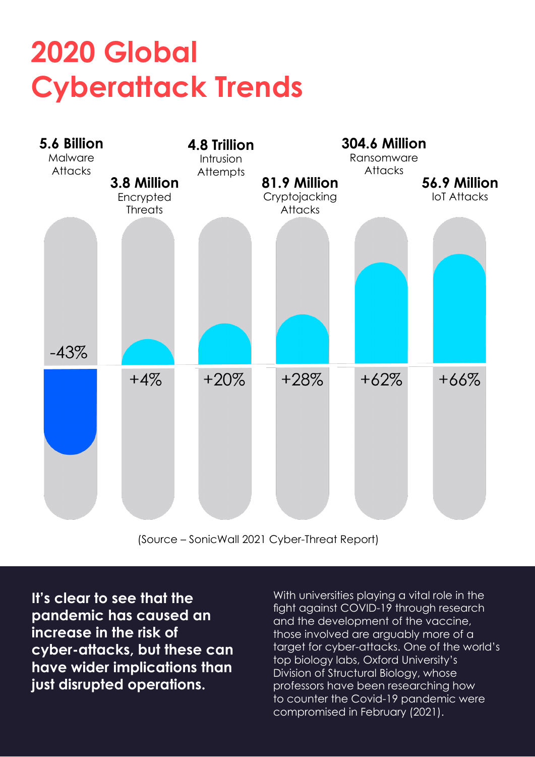# 2020 Global Cyberattack Trends

| Category | 2020 Total | Change |
|---|---|---|
| Malware Attacks | 5.6 Billion | -43% |
| Encrypted Threats | 3.8 Million | +4% |
| Intrusion Attempts | 4.8 Trillion | +20% |
| Cryptojacking Attacks | 81.9 Million | +28% |
| Ransomware Attacks | 304.6 Million | +62% |
| IoT Attacks | 56.9 Million | +66% |

(Source – SonicWall 2021 Cyber-Threat Report)

**It's clear to see that the pandemic has caused an increase in the risk of cyber-attacks, but these can have wider implications than just disrupted operations.**

With universities playing a vital role in the fight against COVID-19 through research and the development of the vaccine, those involved are arguably more of a target for cyber-attacks. One of the world's top biology labs, Oxford University's Division of Structural Biology, whose professors have been researching how to counter the Covid-19 pandemic were compromised in February (2021).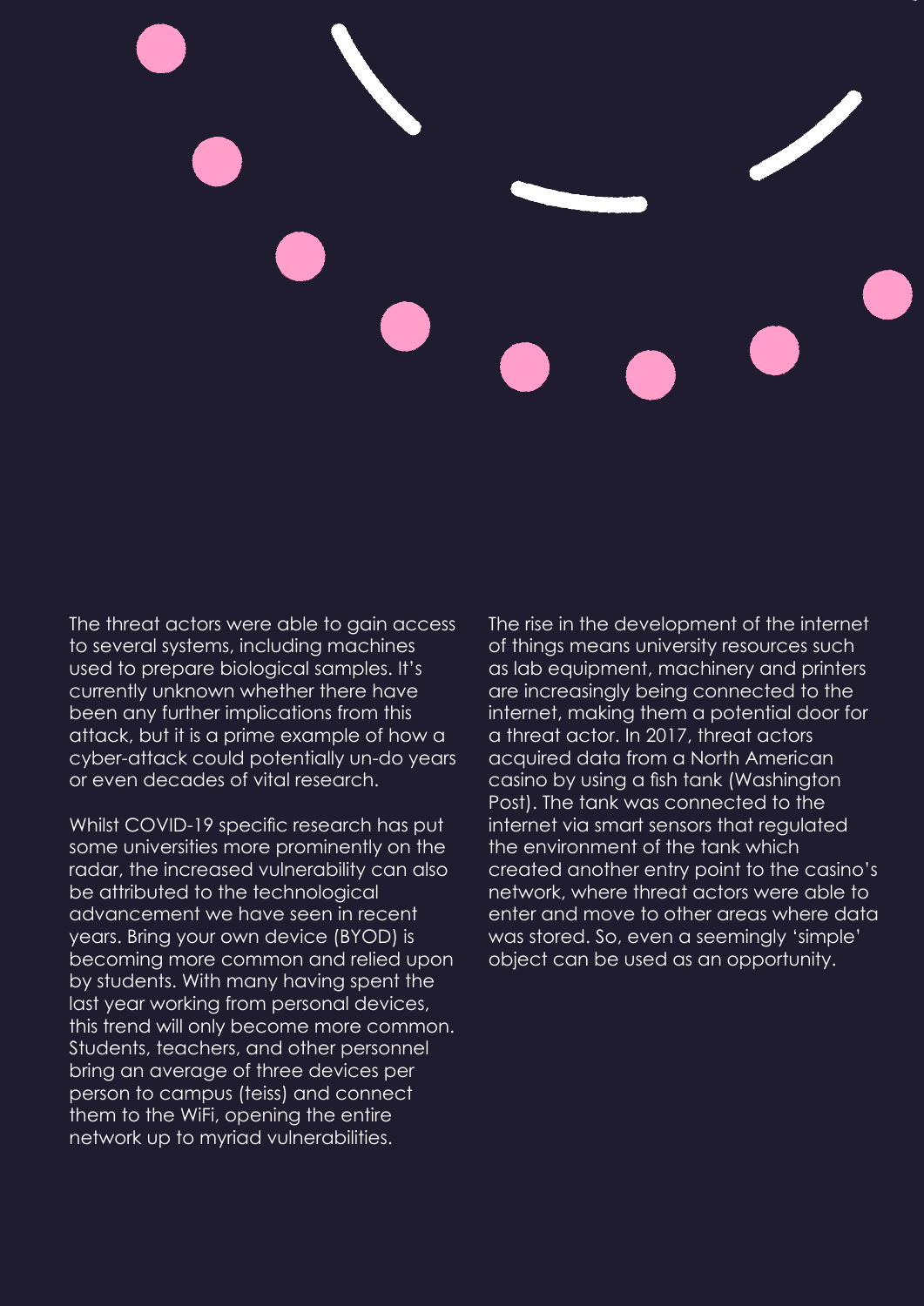The threat actors were able to gain access to several systems, including machines used to prepare biological samples. It's currently unknown whether there have been any further implications from this attack, but it is a prime example of how a cyber-attack could potentially un-do years or even decades of vital research.

Whilst COVID-19 specific research has put some universities more prominently on the radar, the increased vulnerability can also be attributed to the technological advancement we have seen in recent years. Bring your own device (BYOD) is becoming more common and relied upon by students. With many having spent the last year working from personal devices, this trend will only become more common. Students, teachers, and other personnel bring an average of three devices per person to campus (teiss) and connect them to the WiFi, opening the entire network up to myriad vulnerabilities.

The rise in the development of the internet of things means university resources such as lab equipment, machinery and printers are increasingly being connected to the internet, making them a potential door for a threat actor. In 2017, threat actors acquired data from a North American casino by using a fish tank (Washington Post). The tank was connected to the internet via smart sensors that regulated the environment of the tank which created another entry point to the casino's network, where threat actors were able to enter and move to other areas where data was stored. So, even a seemingly 'simple' object can be used as an opportunity.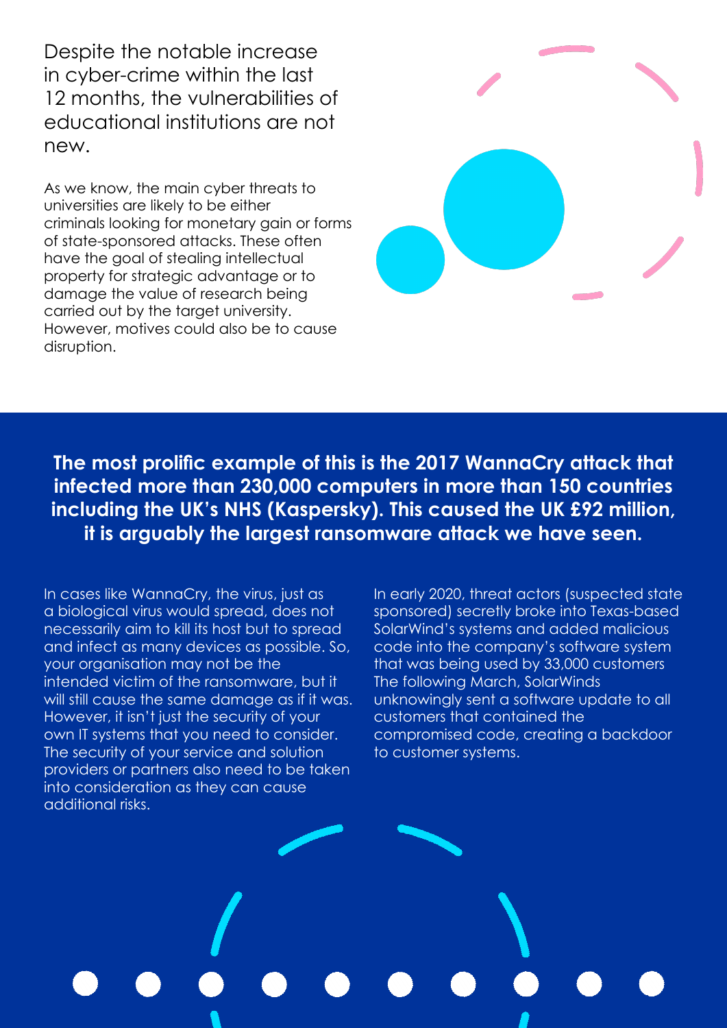Despite the notable increase in cyber-crime within the last 12 months, the vulnerabilities of educational institutions are not new.

As we know, the main cyber threats to universities are likely to be either criminals looking for monetary gain or forms of state-sponsored attacks. These often have the goal of stealing intellectual property for strategic advantage or to damage the value of research being carried out by the target university. However, motives could also be to cause disruption.

**The most prolific example of this is the 2017 WannaCry attack that infected more than 230,000 computers in more than 150 countries including the UK's NHS (Kaspersky). This caused the UK £92 million, it is arguably the largest ransomware attack we have seen.**

In cases like WannaCry, the virus, just as a biological virus would spread, does not necessarily aim to kill its host but to spread and infect as many devices as possible. So, your organisation may not be the intended victim of the ransomware, but it will still cause the same damage as if it was. However, it isn't just the security of your own IT systems that you need to consider. The security of your service and solution providers or partners also need to be taken into consideration as they can cause additional risks.

In early 2020, threat actors (suspected state sponsored) secretly broke into Texas-based SolarWind's systems and added malicious code into the company's software system that was being used by 33,000 customers The following March, SolarWinds unknowingly sent a software update to all customers that contained the compromised code, creating a backdoor to customer systems.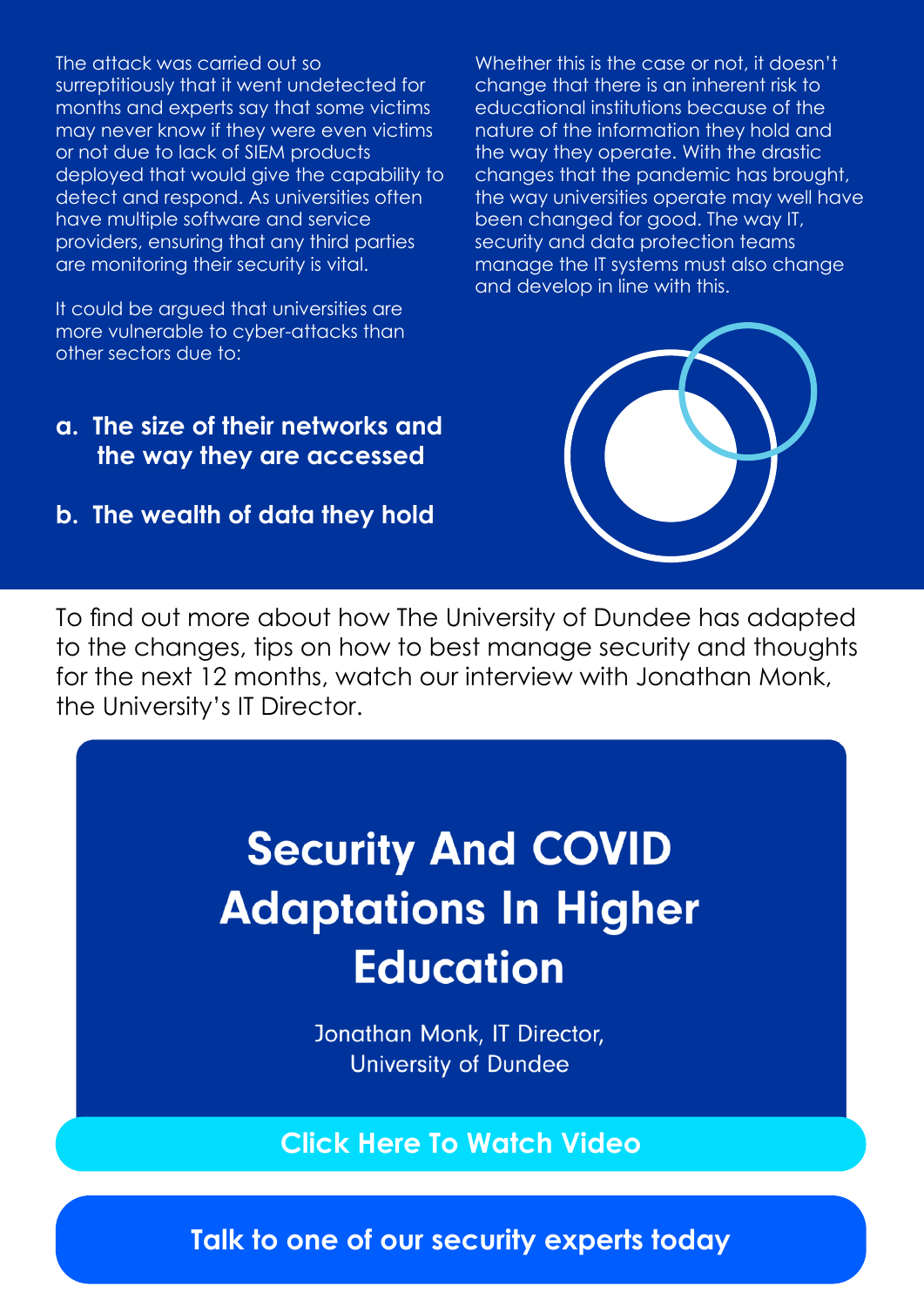The attack was carried out so surreptitiously that it went undetected for months and experts say that some victims may never know if they were even victims or not due to lack of SIEM products deployed that would give the capability to detect and respond. As universities often have multiple software and service providers, ensuring that any third parties are monitoring their security is vital.

It could be argued that universities are more vulnerable to cyber-attacks than other sectors due to:

**a. The size of their networks and the way they are accessed**

**b. The wealth of data they hold**

Whether this is the case or not, it doesn't change that there is an inherent risk to educational institutions because of the nature of the information they hold and the way they operate. With the drastic changes that the pandemic has brought, the way universities operate may well have been changed for good. The way IT, security and data protection teams manage the IT systems must also change and develop in line with this.

To find out more about how The University of Dundee has adapted to the changes, tips on how to best manage security and thoughts for the next 12 months, watch our interview with Jonathan Monk, the University's IT Director.

## Security And COVID Adaptations In Higher Education

Jonathan Monk, IT Director, University of Dundee

**Click Here To Watch Video**

**Talk to one of our security experts today**